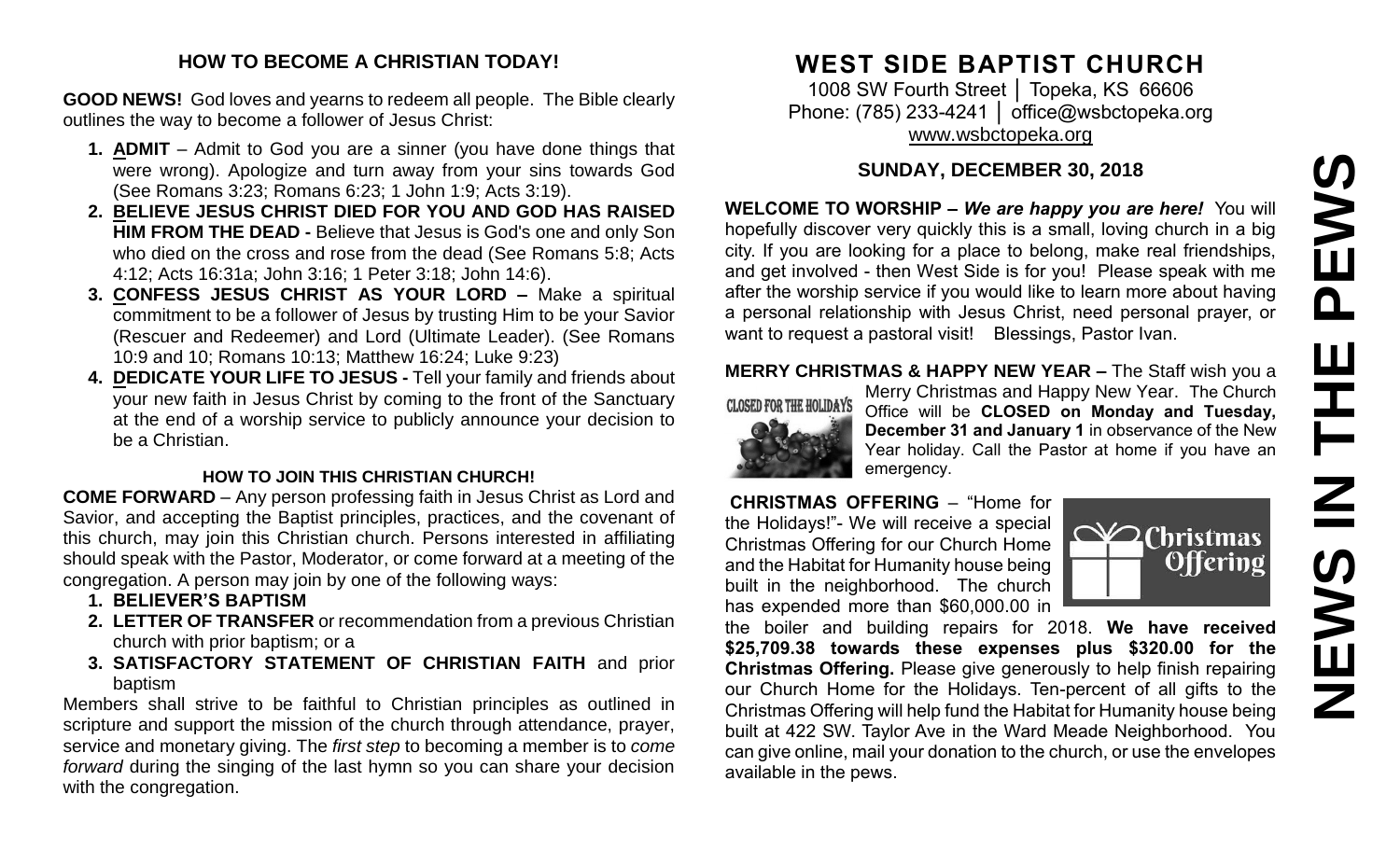## HOW TO BECOME A CHRISTIAN TODAY!

**GOOD NEWS!** God loves and yearns to redeem all people. The Bible clearly outlines the way to become a follower of Jesus Christ:

1. **ADMIT** – Admit to God you are a sinner (you have done things that were wrong). Apologize and turn away from your sins towards God (See Romans 3:23; Romans 6:23; 1 John 1:9; Acts 3:19).
2. **BELIEVE JESUS CHRIST DIED FOR YOU AND GOD HAS RAISED HIM FROM THE DEAD -** Believe that Jesus is God's one and only Son who died on the cross and rose from the dead (See Romans 5:8; Acts 4:12; Acts 16:31a; John 3:16; 1 Peter 3:18; John 14:6).
3. **CONFESS JESUS CHRIST AS YOUR LORD –** Make a spiritual commitment to be a follower of Jesus by trusting Him to be your Savior (Rescuer and Redeemer) and Lord (Ultimate Leader). (See Romans 10:9 and 10; Romans 10:13; Matthew 16:24; Luke 9:23)
4. **DEDICATE YOUR LIFE TO JESUS -** Tell your family and friends about your new faith in Jesus Christ by coming to the front of the Sanctuary at the end of a worship service to publicly announce your decision to be a Christian.

### HOW TO JOIN THIS CHRISTIAN CHURCH!

**COME FORWARD** – Any person professing faith in Jesus Christ as Lord and Savior, and accepting the Baptist principles, practices, and the covenant of this church, may join this Christian church. Persons interested in affiliating should speak with the Pastor, Moderator, or come forward at a meeting of the congregation. A person may join by one of the following ways:

1. **BELIEVER'S BAPTISM**
2. **LETTER OF TRANSFER** or recommendation from a previous Christian church with prior baptism; or a
3. **SATISFACTORY STATEMENT OF CHRISTIAN FAITH** and prior baptism

Members shall strive to be faithful to Christian principles as outlined in scripture and support the mission of the church through attendance, prayer, service and monetary giving. The *first step* to becoming a member is to *come forward* during the singing of the last hymn so you can share your decision with the congregation.

# WEST SIDE BAPTIST CHURCH

1008 SW Fourth Street │ Topeka, KS 66606
Phone: (785) 233-4241 │ office@wsbctopeka.org
www.wsbctopeka.org

## SUNDAY, DECEMBER 30, 2018

**WELCOME TO WORSHIP –** ***We are happy you are here!*** You will hopefully discover very quickly this is a small, loving church in a big city. If you are looking for a place to belong, make real friendships, and get involved - then West Side is for you! Please speak with me after the worship service if you would like to learn more about having a personal relationship with Jesus Christ, need personal prayer, or want to request a pastoral visit! Blessings, Pastor Ivan.

**MERRY CHRISTMAS & HAPPY NEW YEAR –** The Staff wish you a Merry Christmas and Happy New Year. The Church Office will be **CLOSED on Monday and Tuesday, December 31 and January 1** in observance of the New Year holiday. Call the Pastor at home if you have an emergency.

**CHRISTMAS OFFERING** – "Home for the Holidays!"- We will receive a special Christmas Offering for our Church Home and the Habitat for Humanity house being built in the neighborhood. The church has expended more than $60,000.00 in the boiler and building repairs for 2018. **We have received $25,709.38 towards these expenses plus $320.00 for the Christmas Offering.** Please give generously to help finish repairing our Church Home for the Holidays. Ten-percent of all gifts to the Christmas Offering will help fund the Habitat for Humanity house being built at 422 SW. Taylor Ave in the Ward Meade Neighborhood. You can give online, mail your donation to the church, or use the envelopes available in the pews.

# NEWS IN THE PEWS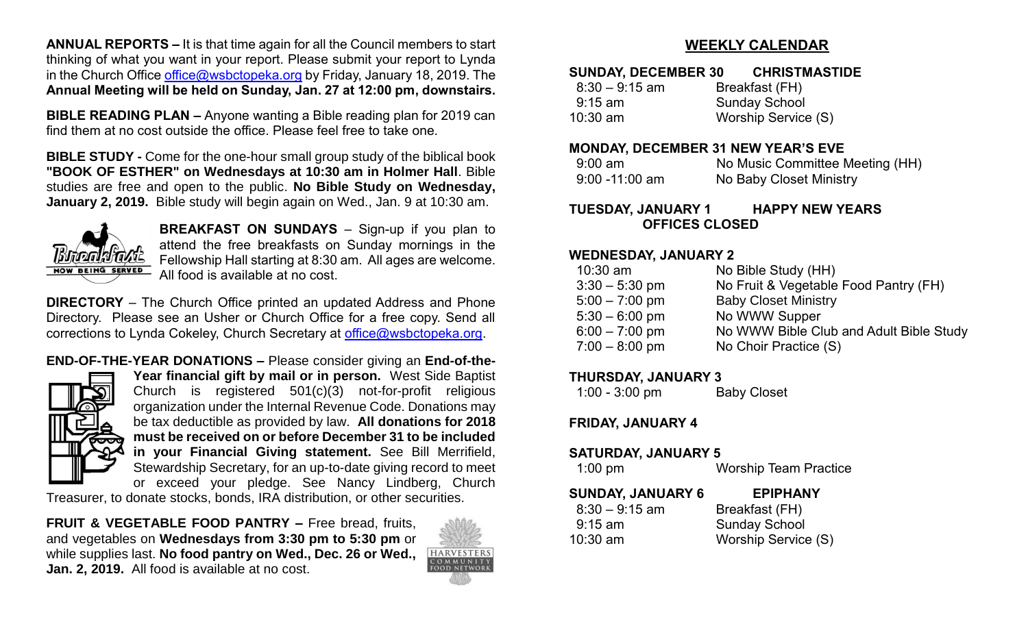**ANNUAL REPORTS –** It is that time again for all the Council members to start thinking of what you want in your report. Please submit your report to Lynda in the Church Office office@wsbctopeka.org by Friday, January 18, 2019. The **Annual Meeting will be held on Sunday, Jan. 27 at 12:00 pm, downstairs.**

**BIBLE READING PLAN –** Anyone wanting a Bible reading plan for 2019 can find them at no cost outside the office. Please feel free to take one.

**BIBLE STUDY -** Come for the one-hour small group study of the biblical book **"BOOK OF ESTHER" on Wednesdays at 10:30 am in Holmer Hall**. Bible studies are free and open to the public. **No Bible Study on Wednesday, January 2, 2019.** Bible study will begin again on Wed., Jan. 9 at 10:30 am.

**BREAKFAST ON SUNDAYS** – Sign-up if you plan to attend the free breakfasts on Sunday mornings in the Fellowship Hall starting at 8:30 am. All ages are welcome. All food is available at no cost.

**DIRECTORY** – The Church Office printed an updated Address and Phone Directory. Please see an Usher or Church Office for a free copy. Send all corrections to Lynda Cokeley, Church Secretary at office@wsbctopeka.org.

**END-OF-THE-YEAR DONATIONS –** Please consider giving an **End-of-the-Year financial gift by mail or in person.** West Side Baptist Church is registered 501(c)(3) not-for-profit religious organization under the Internal Revenue Code. Donations may be tax deductible as provided by law. **All donations for 2018 must be received on or before December 31 to be included in your Financial Giving statement.** See Bill Merrifield, Stewardship Secretary, for an up-to-date giving record to meet or exceed your pledge. See Nancy Lindberg, Church Treasurer, to donate stocks, bonds, IRA distribution, or other securities.

**FRUIT & VEGETABLE FOOD PANTRY –** Free bread, fruits, and vegetables on **Wednesdays from 3:30 pm to 5:30 pm** or while supplies last. **No food pantry on Wed., Dec. 26 or Wed., Jan. 2, 2019.** All food is available at no cost.

## WEEKLY CALENDAR

**SUNDAY, DECEMBER 30 CHRISTMASTIDE**

| | |
|---|---|
| 8:30 – 9:15 am | Breakfast (FH) |
| 9:15 am | Sunday School |
| 10:30 am | Worship Service (S) |

**MONDAY, DECEMBER 31 NEW YEAR'S EVE**

| | |
|---|---|
| 9:00 am | No Music Committee Meeting (HH) |
| 9:00 -11:00 am | No Baby Closet Ministry |

**TUESDAY, JANUARY 1 HAPPY NEW YEARS**
**OFFICES CLOSED**

**WEDNESDAY, JANUARY 2**

| | |
|---|---|
| 10:30 am | No Bible Study (HH) |
| 3:30 – 5:30 pm | No Fruit & Vegetable Food Pantry (FH) |
| 5:00 – 7:00 pm | Baby Closet Ministry |
| 5:30 – 6:00 pm | No WWW Supper |
| 6:00 – 7:00 pm | No WWW Bible Club and Adult Bible Study |
| 7:00 – 8:00 pm | No Choir Practice (S) |

**THURSDAY, JANUARY 3**

| | |
|---|---|
| 1:00 - 3:00 pm | Baby Closet |

**FRIDAY, JANUARY 4**

**SATURDAY, JANUARY 5**

| | |
|---|---|
| 1:00 pm | Worship Team Practice |

**SUNDAY, JANUARY 6 EPIPHANY**

| | |
|---|---|
| 8:30 – 9:15 am | Breakfast (FH) |
| 9:15 am | Sunday School |
| 10:30 am | Worship Service (S) |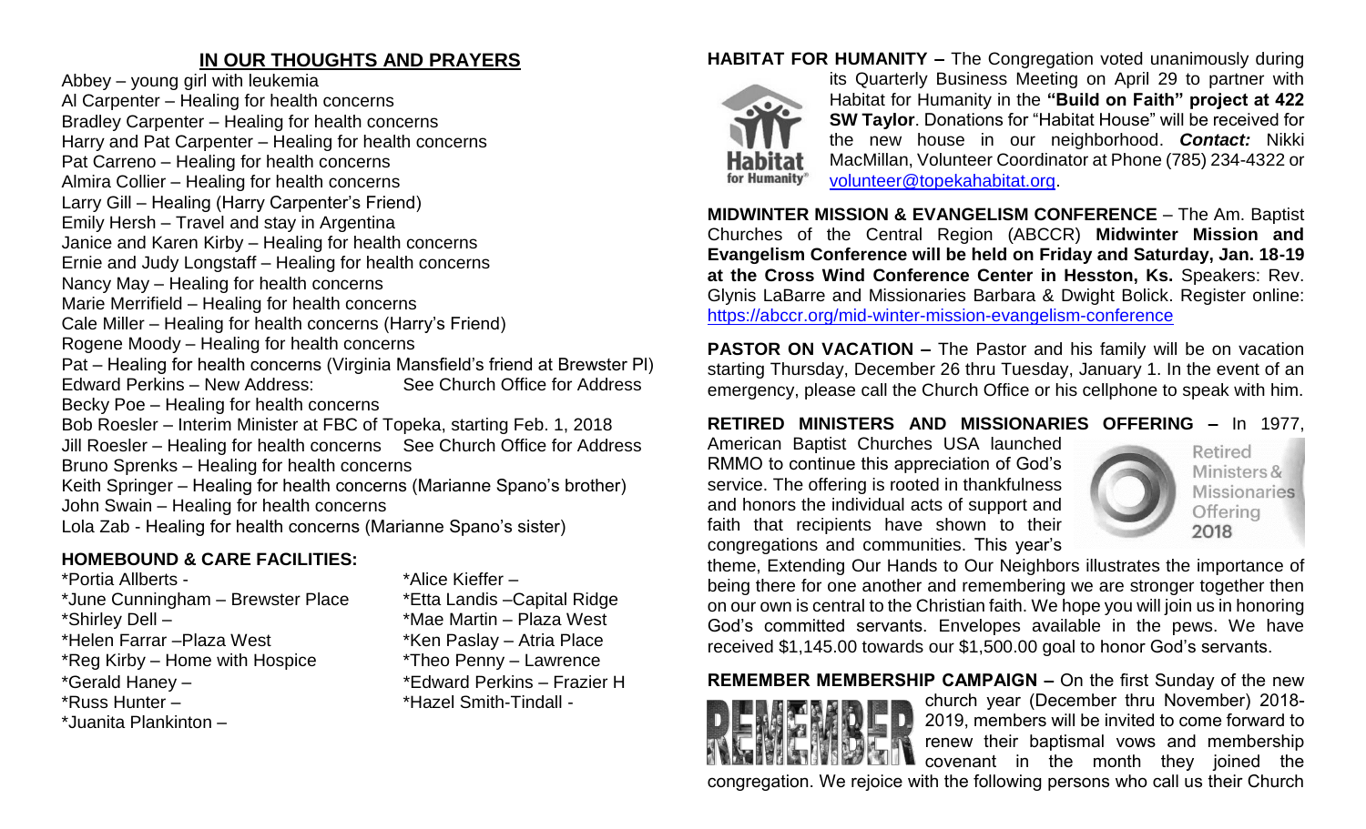## IN OUR THOUGHTS AND PRAYERS

Abbey – young girl with leukemia
Al Carpenter – Healing for health concerns
Bradley Carpenter – Healing for health concerns
Harry and Pat Carpenter – Healing for health concerns
Pat Carreno – Healing for health concerns
Almira Collier – Healing for health concerns
Larry Gill – Healing (Harry Carpenter's Friend)
Emily Hersh – Travel and stay in Argentina
Janice and Karen Kirby – Healing for health concerns
Ernie and Judy Longstaff – Healing for health concerns
Nancy May – Healing for health concerns
Marie Merrifield – Healing for health concerns
Cale Miller – Healing for health concerns (Harry's Friend)
Rogene Moody – Healing for health concerns
Pat – Healing for health concerns (Virginia Mansfield's friend at Brewster Pl)
Edward Perkins – New Address: See Church Office for Address
Becky Poe – Healing for health concerns
Bob Roesler – Interim Minister at FBC of Topeka, starting Feb. 1, 2018
Jill Roesler – Healing for health concerns See Church Office for Address
Bruno Sprenks – Healing for health concerns
Keith Springer – Healing for health concerns (Marianne Spano's brother)
John Swain – Healing for health concerns
Lola Zab - Healing for health concerns (Marianne Spano's sister)

### HOMEBOUND & CARE FACILITIES:

*Portia Allberts -
*June Cunningham – Brewster Place
*Shirley Dell –
*Helen Farrar –Plaza West
*Reg Kirby – Home with Hospice
*Gerald Haney –
*Russ Hunter –
*Juanita Plankinton –
*Alice Kieffer –
*Etta Landis –Capital Ridge
*Mae Martin – Plaza West
*Ken Paslay – Atria Place
*Theo Penny – Lawrence
*Edward Perkins – Frazier H
*Hazel Smith-Tindall -

**HABITAT FOR HUMANITY –** The Congregation voted unanimously during its Quarterly Business Meeting on April 29 to partner with Habitat for Humanity in the **"Build on Faith" project at 422 SW Taylor**. Donations for "Habitat House" will be received for the new house in our neighborhood. ***Contact:*** Nikki MacMillan, Volunteer Coordinator at Phone (785) 234-4322 or volunteer@topekahabitat.org.

**MIDWINTER MISSION & EVANGELISM CONFERENCE** – The Am. Baptist Churches of the Central Region (ABCCR) **Midwinter Mission and Evangelism Conference will be held on Friday and Saturday, Jan. 18-19 at the Cross Wind Conference Center in Hesston, Ks.** Speakers: Rev. Glynis LaBarre and Missionaries Barbara & Dwight Bolick. Register online: https://abccr.org/mid-winter-mission-evangelism-conference

**PASTOR ON VACATION –** The Pastor and his family will be on vacation starting Thursday, December 26 thru Tuesday, January 1. In the event of an emergency, please call the Church Office or his cellphone to speak with him.

**RETIRED MINISTERS AND MISSIONARIES OFFERING –** In 1977, American Baptist Churches USA launched RMMO to continue this appreciation of God's service. The offering is rooted in thankfulness and honors the individual acts of support and faith that recipients have shown to their congregations and communities. This year's theme, Extending Our Hands to Our Neighbors illustrates the importance of being there for one another and remembering we are stronger together then on our own is central to the Christian faith. We hope you will join us in honoring God's committed servants. Envelopes available in the pews. We have received $1,145.00 towards our $1,500.00 goal to honor God's servants.

**REMEMBER MEMBERSHIP CAMPAIGN –** On the first Sunday of the new church year (December thru November) 2018-2019, members will be invited to come forward to renew their baptismal vows and membership covenant in the month they joined the congregation. We rejoice with the following persons who call us their Church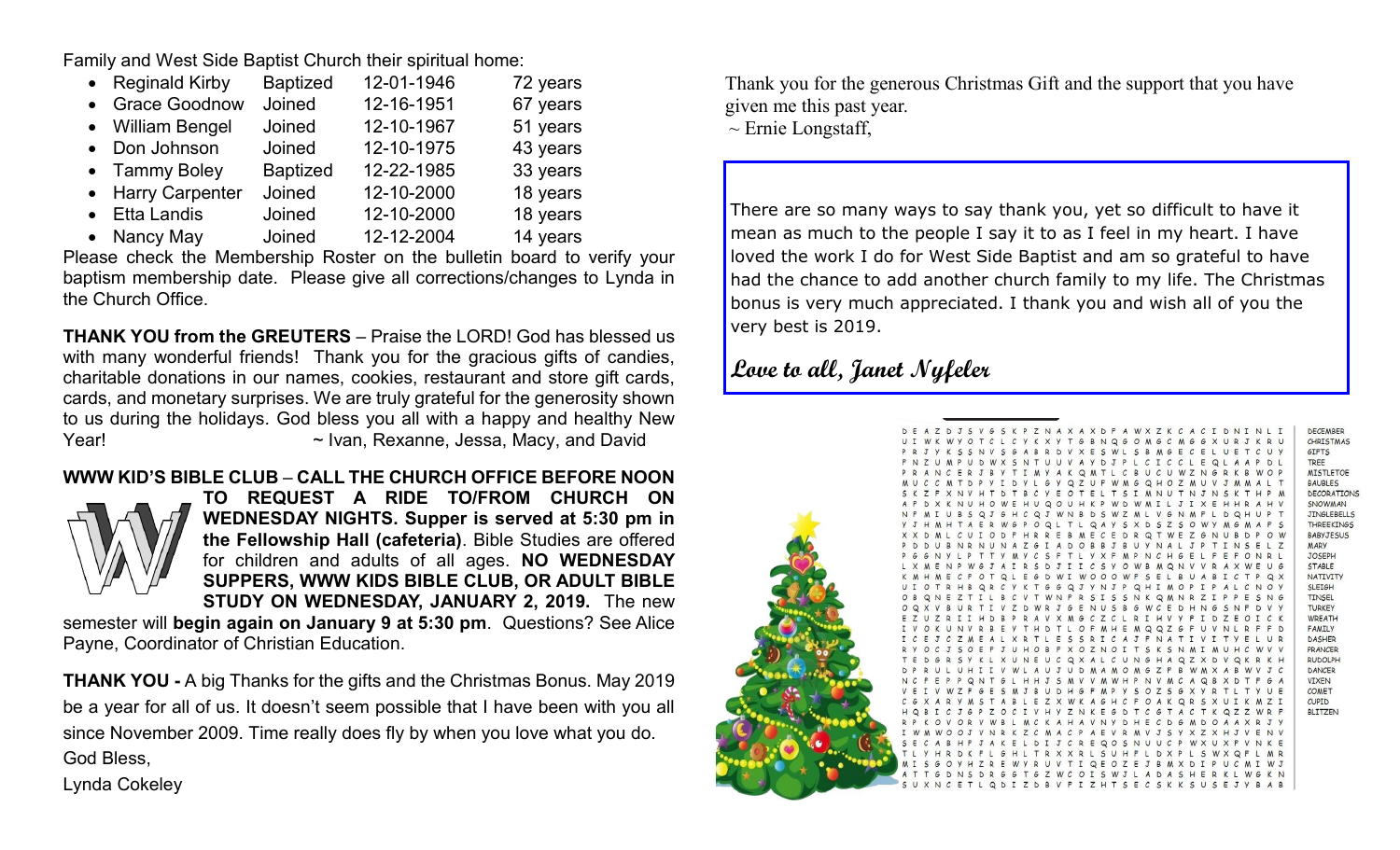Family and West Side Baptist Church their spiritual home:

| | | | |
|---|---|---|---|
| • Reginald Kirby | Baptized | 12-01-1946 | 72 years |
| • Grace Goodnow | Joined | 12-16-1951 | 67 years |
| • William Bengel | Joined | 12-10-1967 | 51 years |
| • Don Johnson | Joined | 12-10-1975 | 43 years |
| • Tammy Boley | Baptized | 12-22-1985 | 33 years |
| • Harry Carpenter | Joined | 12-10-2000 | 18 years |
| • Etta Landis | Joined | 12-10-2000 | 18 years |
| • Nancy May | Joined | 12-12-2004 | 14 years |

Please check the Membership Roster on the bulletin board to verify your baptism membership date. Please give all corrections/changes to Lynda in the Church Office.

**THANK YOU from the GREUTERS** – Praise the LORD! God has blessed us with many wonderful friends! Thank you for the gracious gifts of candies, charitable donations in our names, cookies, restaurant and store gift cards, cards, and monetary surprises. We are truly grateful for the generosity shown to us during the holidays. God bless you all with a happy and healthy New Year!

~ Ivan, Rexanne, Jessa, Macy, and David

**WWW KID'S BIBLE CLUB – CALL THE CHURCH OFFICE BEFORE NOON TO REQUEST A RIDE TO/FROM CHURCH ON WEDNESDAY NIGHTS. Supper is served at 5:30 pm in the Fellowship Hall (cafeteria)**. Bible Studies are offered for children and adults of all ages. **NO WEDNESDAY SUPPERS, WWW KIDS BIBLE CLUB, OR ADULT BIBLE STUDY ON WEDNESDAY, JANUARY 2, 2019.** The new semester will **begin again on January 9 at 5:30 pm**. Questions? See Alice Payne, Coordinator of Christian Education.

**THANK YOU -** A big Thanks for the gifts and the Christmas Bonus. May 2019 be a year for all of us. It doesn't seem possible that I have been with you all since November 2009. Time really does fly by when you love what you do.

God Bless,

Lynda Cokeley

Thank you for the generous Christmas Gift and the support that you have given me this past year.

~ Ernie Longstaff,

There are so many ways to say thank you, yet so difficult to have it mean as much to the people I say it to as I feel in my heart. I have loved the work I do for West Side Baptist and am so grateful to have had the chance to add another church family to my life. The Christmas bonus is very much appreciated. I thank you and wish all of you the very best is 2019.

**Love to all, Janet Nyfeler**

DECEMBER
CHRISTMAS
GIFTS
TREE
MISTLETOE
BAUBLES
DECORATIONS
SNOWMAN
JINGLEBELLS
THREEKINGS
BABYJESUS
MARY
JOSEPH
STABLE
NATIVITY
SLEIGH
TINSEL
TURKEY
WREATH
FAMILY
COMET
DASHER
PRANCER
RUDOLPH
DANCER
VIXEN
COMET
CUPID
BLITZEN